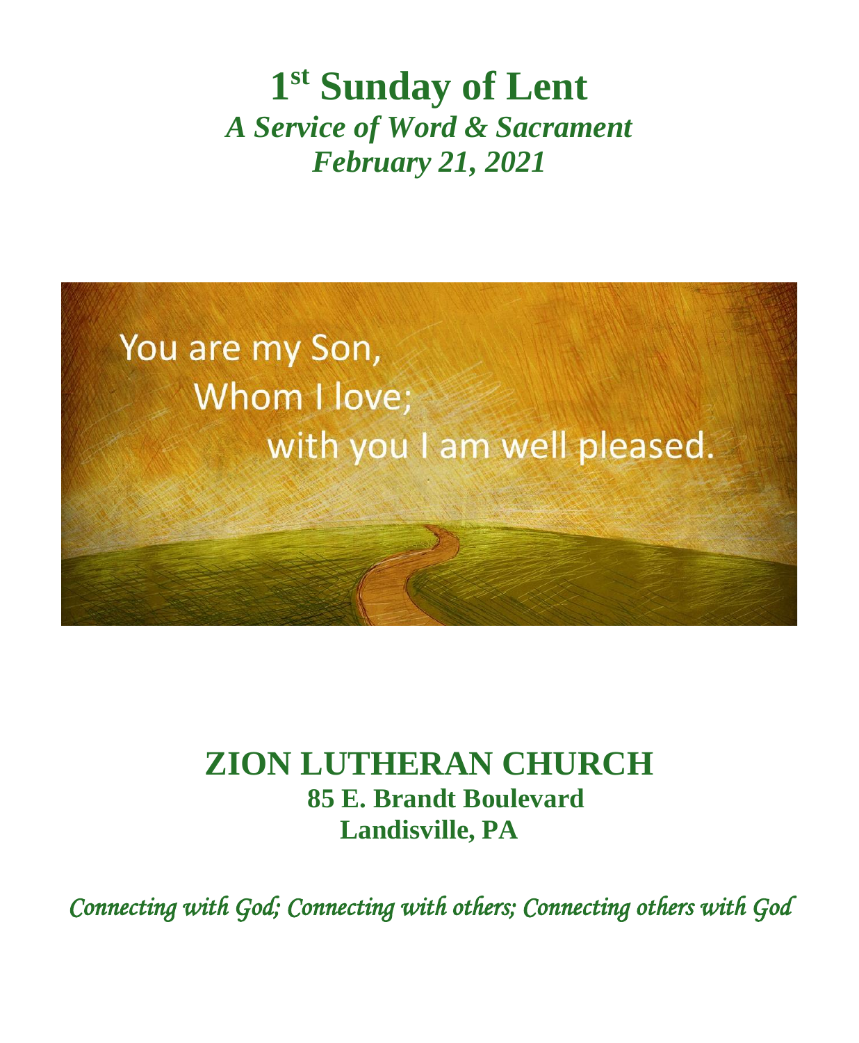# 1st Sunday of Lent

***A Service of Word & Sacrament***

***February 21, 2021***

You are my Son,
Whom I love;
with you I am well pleased.

## ZION LUTHERAN CHURCH

**85 E. Brandt Boulevard**

**Landisville, PA**

*Connecting with God; Connecting with others; Connecting others with God*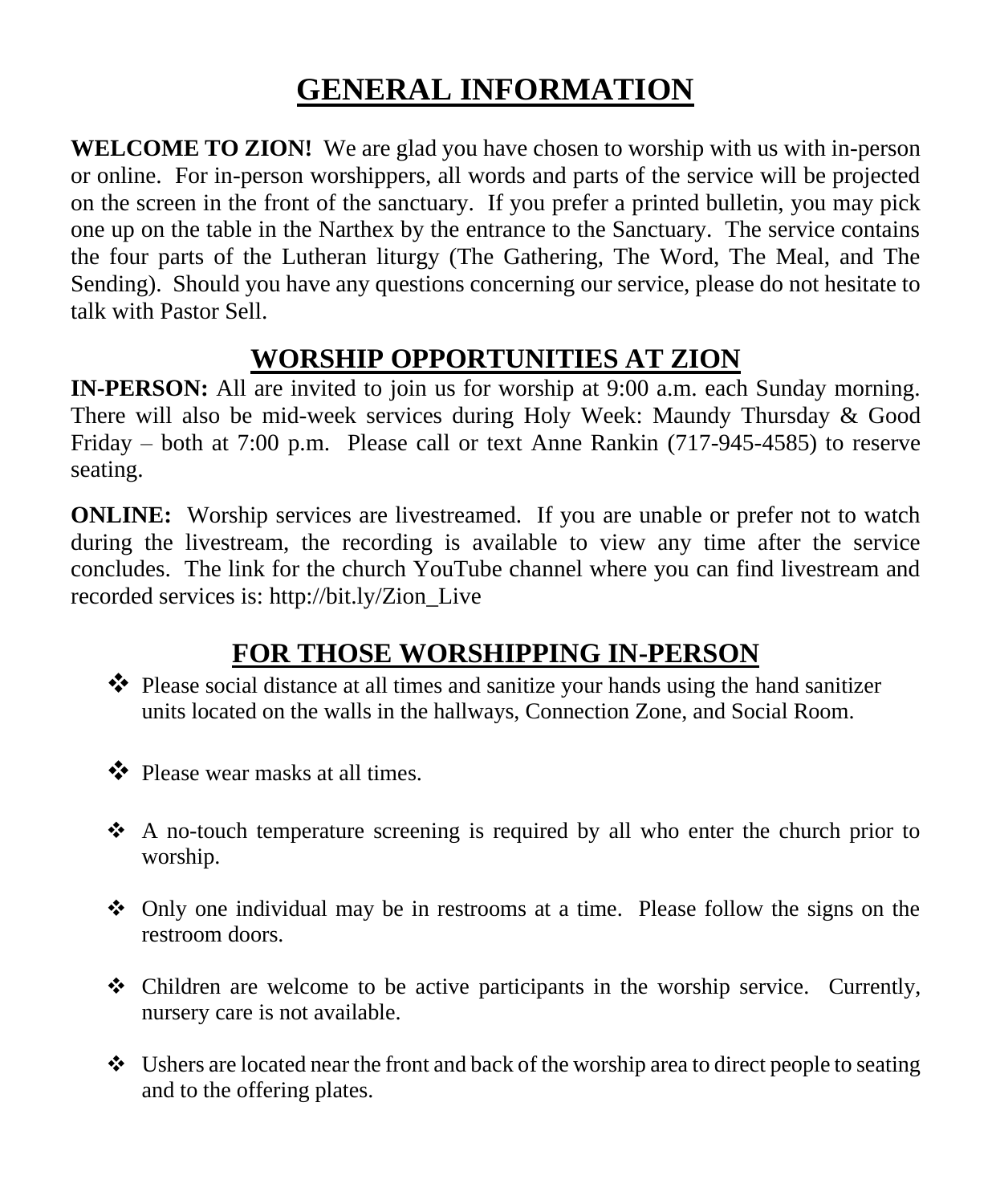# GENERAL INFORMATION

**WELCOME TO ZION!** We are glad you have chosen to worship with us with in-person or online. For in-person worshippers, all words and parts of the service will be projected on the screen in the front of the sanctuary. If you prefer a printed bulletin, you may pick one up on the table in the Narthex by the entrance to the Sanctuary. The service contains the four parts of the Lutheran liturgy (The Gathering, The Word, The Meal, and The Sending). Should you have any questions concerning our service, please do not hesitate to talk with Pastor Sell.

## WORSHIP OPPORTUNITIES AT ZION

**IN-PERSON:** All are invited to join us for worship at 9:00 a.m. each Sunday morning. There will also be mid-week services during Holy Week: Maundy Thursday & Good Friday – both at 7:00 p.m. Please call or text Anne Rankin (717-945-4585) to reserve seating.

**ONLINE:** Worship services are livestreamed. If you are unable or prefer not to watch during the livestream, the recording is available to view any time after the service concludes. The link for the church YouTube channel where you can find livestream and recorded services is: http://bit.ly/Zion_Live

## FOR THOSE WORSHIPPING IN-PERSON

- Please social distance at all times and sanitize your hands using the hand sanitizer units located on the walls in the hallways, Connection Zone, and Social Room.
- Please wear masks at all times.
- A no-touch temperature screening is required by all who enter the church prior to worship.
- Only one individual may be in restrooms at a time. Please follow the signs on the restroom doors.
- Children are welcome to be active participants in the worship service. Currently, nursery care is not available.
- Ushers are located near the front and back of the worship area to direct people to seating and to the offering plates.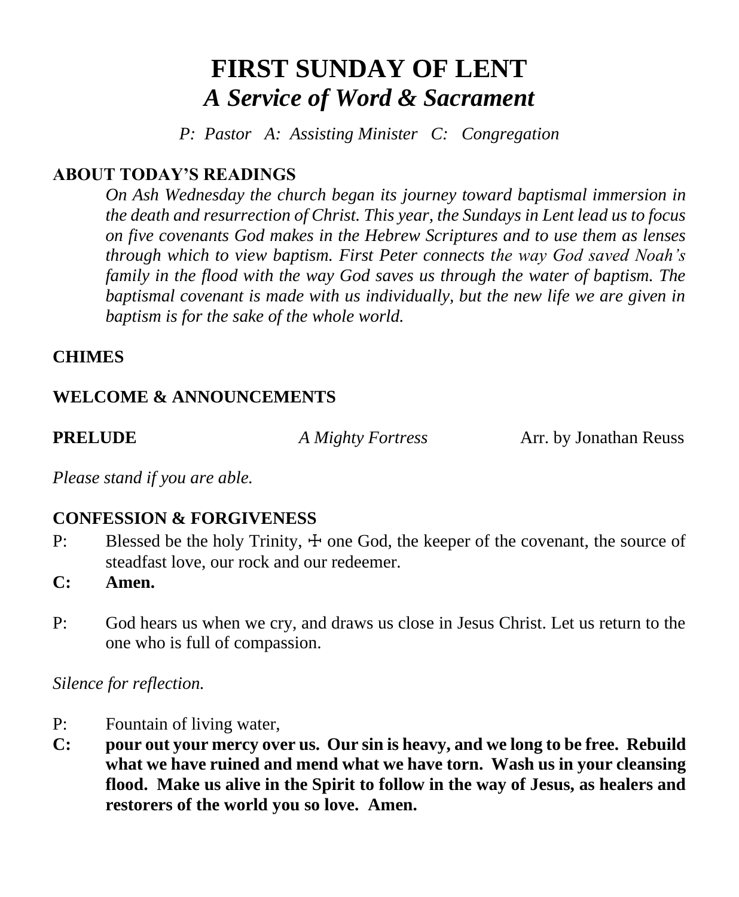# FIRST SUNDAY OF LENT

## *A Service of Word & Sacrament*

*P: Pastor   A: Assisting Minister   C: Congregation*

**ABOUT TODAY'S READINGS**

*On Ash Wednesday the church began its journey toward baptismal immersion in the death and resurrection of Christ. This year, the Sundays in Lent lead us to focus on five covenants God makes in the Hebrew Scriptures and to use them as lenses through which to view baptism. First Peter connects the way God saved Noah's family in the flood with the way God saves us through the water of baptism. The baptismal covenant is made with us individually, but the new life we are given in baptism is for the sake of the whole world.*

**CHIMES**

**WELCOME & ANNOUNCEMENTS**

**PRELUDE** *A Mighty Fortress* Arr. by Jonathan Reuss

*Please stand if you are able.*

**CONFESSION & FORGIVENESS**

P: Blessed be the holy Trinity, ☩ one God, the keeper of the covenant, the source of steadfast love, our rock and our redeemer.

**C: Amen.**

P: God hears us when we cry, and draws us close in Jesus Christ. Let us return to the one who is full of compassion.

*Silence for reflection.*

P: Fountain of living water,

**C: pour out your mercy over us. Our sin is heavy, and we long to be free. Rebuild what we have ruined and mend what we have torn. Wash us in your cleansing flood. Make us alive in the Spirit to follow in the way of Jesus, as healers and restorers of the world you so love. Amen.**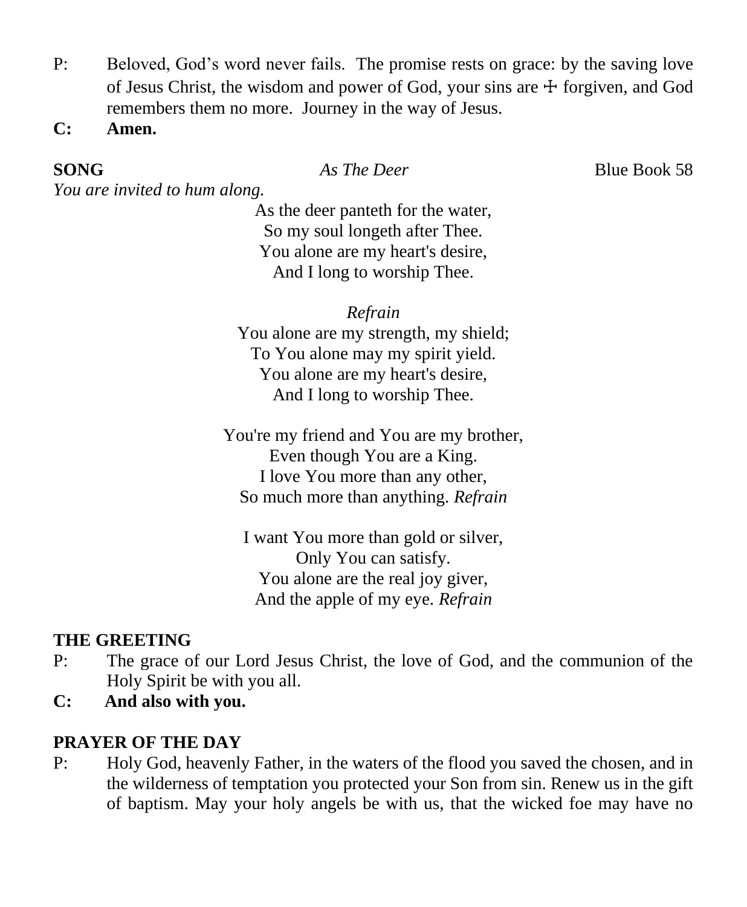P: Beloved, God's word never fails. The promise rests on grace: by the saving love of Jesus Christ, the wisdom and power of God, your sins are ☩ forgiven, and God remembers them no more. Journey in the way of Jesus.

**C: Amen.**

**SONG** *As The Deer* Blue Book 58

*You are invited to hum along.*

As the deer panteth for the water,
So my soul longeth after Thee.
You alone are my heart's desire,
And I long to worship Thee.

*Refrain*
You alone are my strength, my shield;
To You alone may my spirit yield.
You alone are my heart's desire,
And I long to worship Thee.

You're my friend and You are my brother,
Even though You are a King.
I love You more than any other,
So much more than anything. *Refrain*

I want You more than gold or silver,
Only You can satisfy.
You alone are the real joy giver,
And the apple of my eye. *Refrain*

## THE GREETING

P: The grace of our Lord Jesus Christ, the love of God, and the communion of the Holy Spirit be with you all.

**C: And also with you.**

## PRAYER OF THE DAY

P: Holy God, heavenly Father, in the waters of the flood you saved the chosen, and in the wilderness of temptation you protected your Son from sin. Renew us in the gift of baptism. May your holy angels be with us, that the wicked foe may have no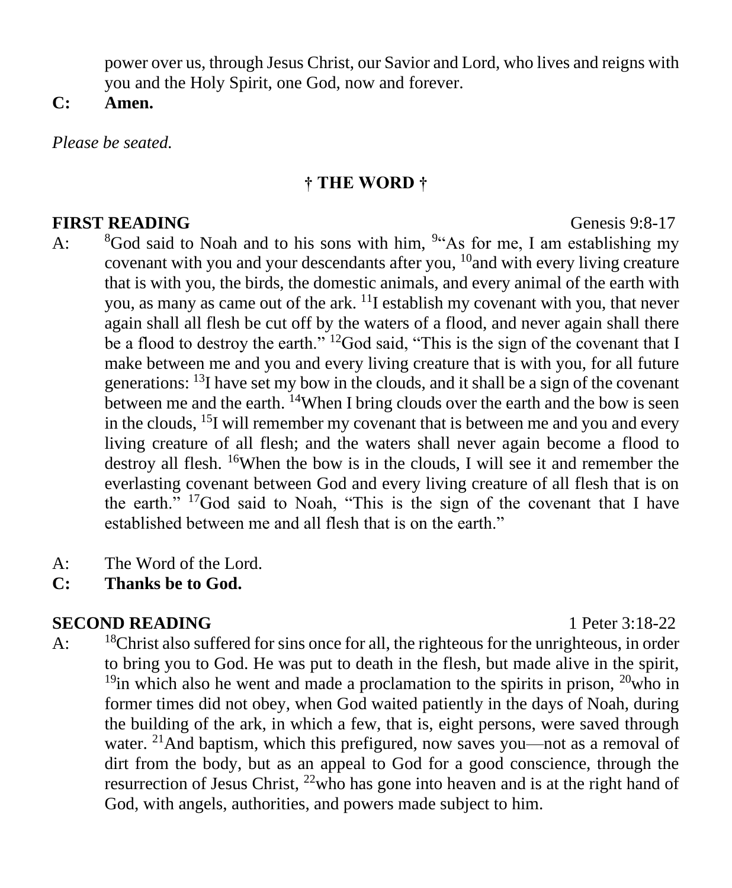power over us, through Jesus Christ, our Savior and Lord, who lives and reigns with you and the Holy Spirit, one God, now and forever.

**C: Amen.**

*Please be seated.*

## † THE WORD †

**FIRST READING** Genesis 9:8-17

A: [8]God said to Noah and to his sons with him, [9]"As for me, I am establishing my covenant with you and your descendants after you, [10]and with every living creature that is with you, the birds, the domestic animals, and every animal of the earth with you, as many as came out of the ark. [11]I establish my covenant with you, that never again shall all flesh be cut off by the waters of a flood, and never again shall there be a flood to destroy the earth." [12]God said, "This is the sign of the covenant that I make between me and you and every living creature that is with you, for all future generations: [13]I have set my bow in the clouds, and it shall be a sign of the covenant between me and the earth. [14]When I bring clouds over the earth and the bow is seen in the clouds, [15]I will remember my covenant that is between me and you and every living creature of all flesh; and the waters shall never again become a flood to destroy all flesh. [16]When the bow is in the clouds, I will see it and remember the everlasting covenant between God and every living creature of all flesh that is on the earth." [17]God said to Noah, "This is the sign of the covenant that I have established between me and all flesh that is on the earth."

A: The Word of the Lord.

**C: Thanks be to God.**

**SECOND READING** 1 Peter 3:18-22

A: [18]Christ also suffered for sins once for all, the righteous for the unrighteous, in order to bring you to God. He was put to death in the flesh, but made alive in the spirit, [19]in which also he went and made a proclamation to the spirits in prison, [20]who in former times did not obey, when God waited patiently in the days of Noah, during the building of the ark, in which a few, that is, eight persons, were saved through water. [21]And baptism, which this prefigured, now saves you—not as a removal of dirt from the body, but as an appeal to God for a good conscience, through the resurrection of Jesus Christ, [22]who has gone into heaven and is at the right hand of God, with angels, authorities, and powers made subject to him.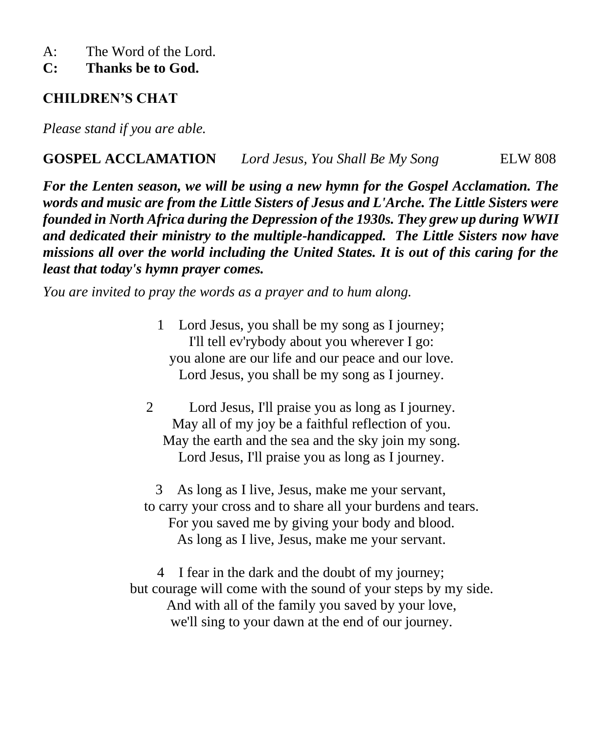A: The Word of the Lord.
**C: Thanks be to God.**

**CHILDREN'S CHAT**

*Please stand if you are able.*

**GOSPEL ACCLAMATION** *Lord Jesus, You Shall Be My Song* ELW 808

***For the Lenten season, we will be using a new hymn for the Gospel Acclamation. The words and music are from the Little Sisters of Jesus and L'Arche. The Little Sisters were founded in North Africa during the Depression of the 1930s. They grew up during WWII and dedicated their ministry to the multiple-handicapped. The Little Sisters now have missions all over the world including the United States. It is out of this caring for the least that today's hymn prayer comes.***

*You are invited to pray the words as a prayer and to hum along.*

1 Lord Jesus, you shall be my song as I journey;
I'll tell ev'rybody about you wherever I go:
you alone are our life and our peace and our love.
Lord Jesus, you shall be my song as I journey.

2 Lord Jesus, I'll praise you as long as I journey.
May all of my joy be a faithful reflection of you.
May the earth and the sea and the sky join my song.
Lord Jesus, I'll praise you as long as I journey.

3 As long as I live, Jesus, make me your servant,
to carry your cross and to share all your burdens and tears.
For you saved me by giving your body and blood.
As long as I live, Jesus, make me your servant.

4 I fear in the dark and the doubt of my journey;
but courage will come with the sound of your steps by my side.
And with all of the family you saved by your love,
we'll sing to your dawn at the end of our journey.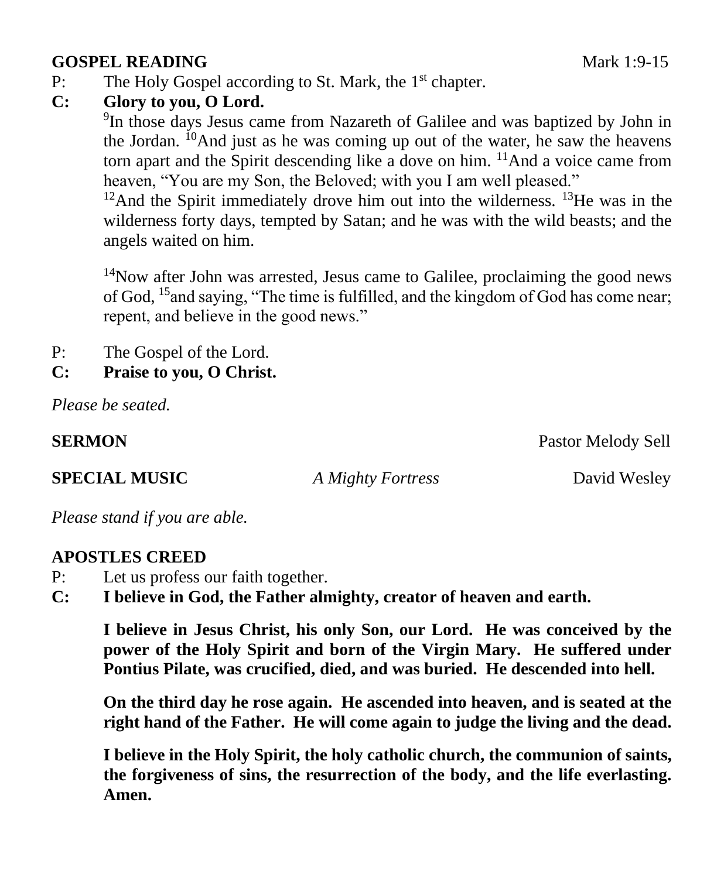**GOSPEL READING** Mark 1:9-15

P: The Holy Gospel according to St. Mark, the 1st chapter.

**C: Glory to you, O Lord.**

[9]In those days Jesus came from Nazareth of Galilee and was baptized by John in the Jordan. [10]And just as he was coming up out of the water, he saw the heavens torn apart and the Spirit descending like a dove on him. [11]And a voice came from heaven, "You are my Son, the Beloved; with you I am well pleased."
[12]And the Spirit immediately drove him out into the wilderness. [13]He was in the wilderness forty days, tempted by Satan; and he was with the wild beasts; and the angels waited on him.

[14]Now after John was arrested, Jesus came to Galilee, proclaiming the good news of God, [15]and saying, "The time is fulfilled, and the kingdom of God has come near; repent, and believe in the good news."

P: The Gospel of the Lord.

**C: Praise to you, O Christ.**

*Please be seated.*

**SERMON** Pastor Melody Sell

**SPECIAL MUSIC** *A Mighty Fortress* David Wesley

*Please stand if you are able.*

**APOSTLES CREED**

P: Let us profess our faith together.

**C: I believe in God, the Father almighty, creator of heaven and earth.**

**I believe in Jesus Christ, his only Son, our Lord. He was conceived by the power of the Holy Spirit and born of the Virgin Mary. He suffered under Pontius Pilate, was crucified, died, and was buried. He descended into hell.**

**On the third day he rose again. He ascended into heaven, and is seated at the right hand of the Father. He will come again to judge the living and the dead.**

**I believe in the Holy Spirit, the holy catholic church, the communion of saints, the forgiveness of sins, the resurrection of the body, and the life everlasting. Amen.**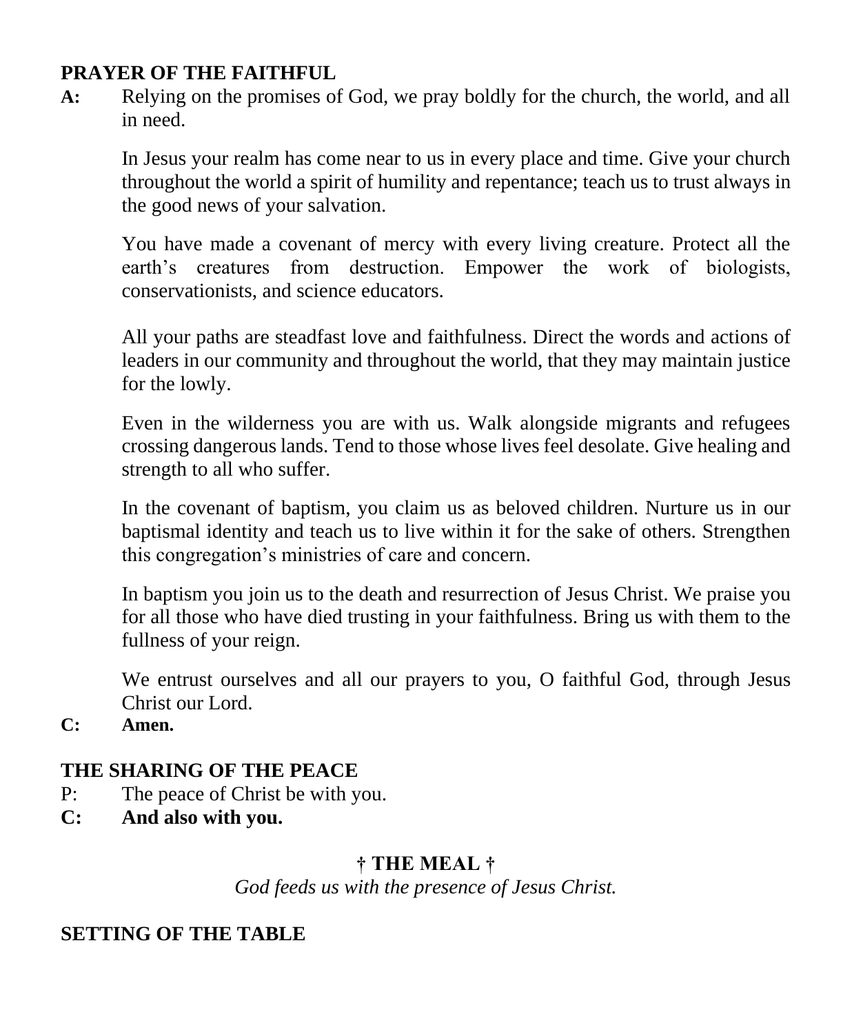## PRAYER OF THE FAITHFUL

**A:** Relying on the promises of God, we pray boldly for the church, the world, and all in need.

In Jesus your realm has come near to us in every place and time. Give your church throughout the world a spirit of humility and repentance; teach us to trust always in the good news of your salvation.

You have made a covenant of mercy with every living creature. Protect all the earth's creatures from destruction. Empower the work of biologists, conservationists, and science educators.

All your paths are steadfast love and faithfulness. Direct the words and actions of leaders in our community and throughout the world, that they may maintain justice for the lowly.

Even in the wilderness you are with us. Walk alongside migrants and refugees crossing dangerous lands. Tend to those whose lives feel desolate. Give healing and strength to all who suffer.

In the covenant of baptism, you claim us as beloved children. Nurture us in our baptismal identity and teach us to live within it for the sake of others. Strengthen this congregation's ministries of care and concern.

In baptism you join us to the death and resurrection of Jesus Christ. We praise you for all those who have died trusting in your faithfulness. Bring us with them to the fullness of your reign.

We entrust ourselves and all our prayers to you, O faithful God, through Jesus Christ our Lord.

**C: Amen.**

## THE SHARING OF THE PEACE

P: The peace of Christ be with you.

**C: And also with you.**

## † THE MEAL †

*God feeds us with the presence of Jesus Christ.*

## SETTING OF THE TABLE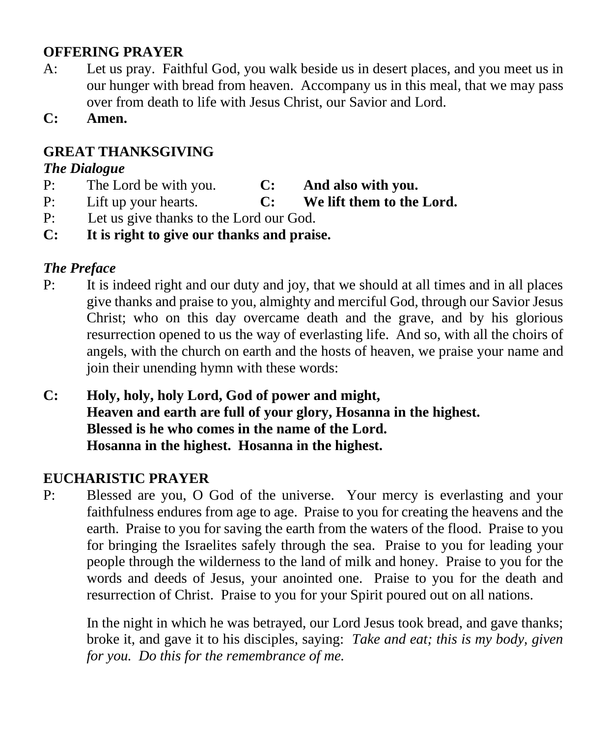**OFFERING PRAYER**

A: Let us pray. Faithful God, you walk beside us in desert places, and you meet us in our hunger with bread from heaven. Accompany us in this meal, that we may pass over from death to life with Jesus Christ, our Savior and Lord.

**C: Amen.**

**GREAT THANKSGIVING**

***The Dialogue***

P: The Lord be with you. **C: And also with you.**

P: Lift up your hearts. **C: We lift them to the Lord.**

P: Let us give thanks to the Lord our God.

**C: It is right to give our thanks and praise.**

***The Preface***

P: It is indeed right and our duty and joy, that we should at all times and in all places give thanks and praise to you, almighty and merciful God, through our Savior Jesus Christ; who on this day overcame death and the grave, and by his glorious resurrection opened to us the way of everlasting life. And so, with all the choirs of angels, with the church on earth and the hosts of heaven, we praise your name and join their unending hymn with these words:

**C: Holy, holy, holy Lord, God of power and might,**
**Heaven and earth are full of your glory, Hosanna in the highest.**
**Blessed is he who comes in the name of the Lord.**
**Hosanna in the highest. Hosanna in the highest.**

**EUCHARISTIC PRAYER**

P: Blessed are you, O God of the universe. Your mercy is everlasting and your faithfulness endures from age to age. Praise to you for creating the heavens and the earth. Praise to you for saving the earth from the waters of the flood. Praise to you for bringing the Israelites safely through the sea. Praise to you for leading your people through the wilderness to the land of milk and honey. Praise to you for the words and deeds of Jesus, your anointed one. Praise to you for the death and resurrection of Christ. Praise to you for your Spirit poured out on all nations.

In the night in which he was betrayed, our Lord Jesus took bread, and gave thanks; broke it, and gave it to his disciples, saying: *Take and eat; this is my body, given for you. Do this for the remembrance of me.*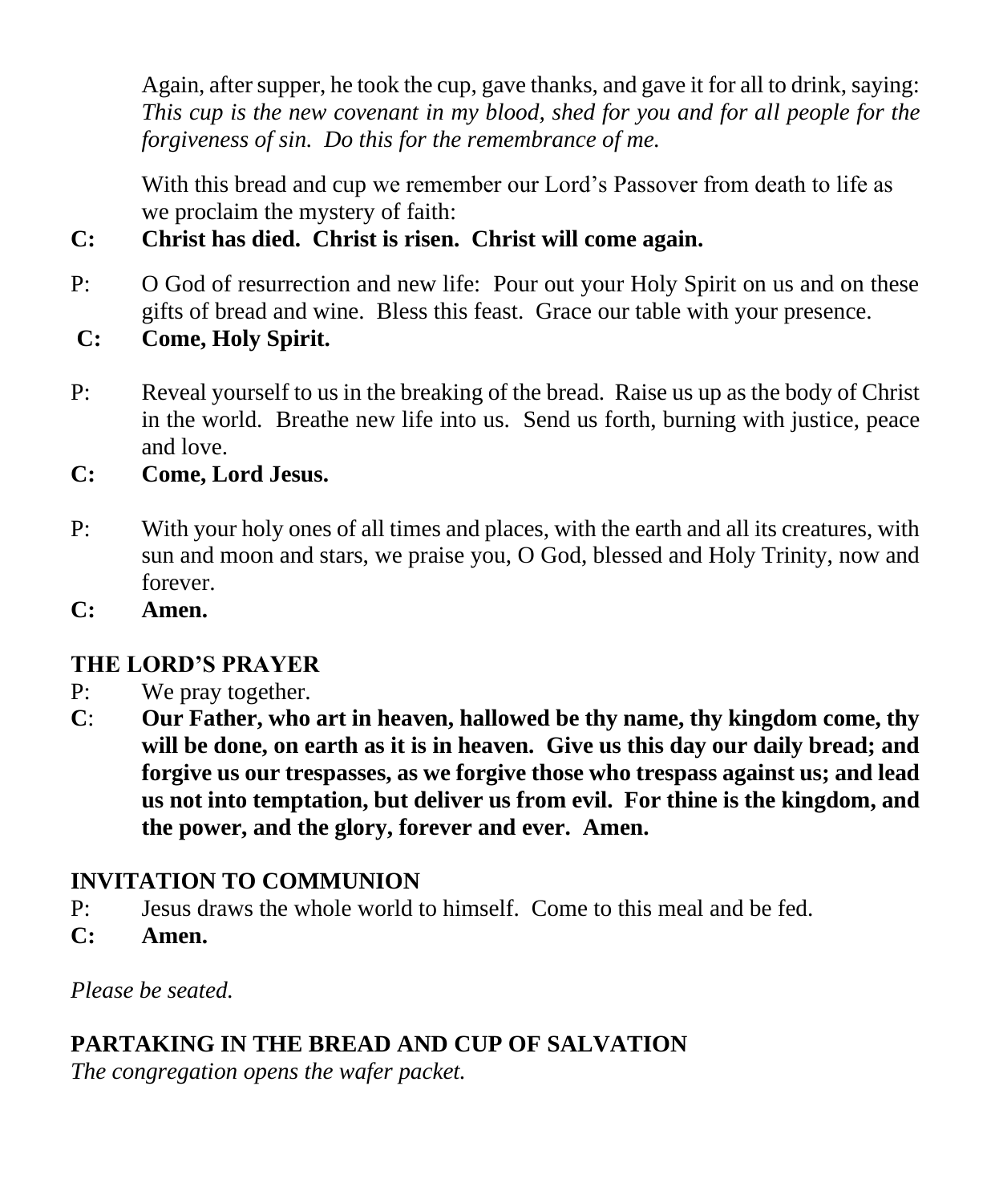Again, after supper, he took the cup, gave thanks, and gave it for all to drink, saying: *This cup is the new covenant in my blood, shed for you and for all people for the forgiveness of sin. Do this for the remembrance of me.*

With this bread and cup we remember our Lord's Passover from death to life as we proclaim the mystery of faith:

**C: Christ has died. Christ is risen. Christ will come again.**

P: O God of resurrection and new life: Pour out your Holy Spirit on us and on these gifts of bread and wine. Bless this feast. Grace our table with your presence.

**C: Come, Holy Spirit.**

P: Reveal yourself to us in the breaking of the bread. Raise us up as the body of Christ in the world. Breathe new life into us. Send us forth, burning with justice, peace and love.

**C: Come, Lord Jesus.**

P: With your holy ones of all times and places, with the earth and all its creatures, with sun and moon and stars, we praise you, O God, blessed and Holy Trinity, now and forever.

**C: Amen.**

## THE LORD'S PRAYER

P: We pray together.

**C: Our Father, who art in heaven, hallowed be thy name, thy kingdom come, thy will be done, on earth as it is in heaven. Give us this day our daily bread; and forgive us our trespasses, as we forgive those who trespass against us; and lead us not into temptation, but deliver us from evil. For thine is the kingdom, and the power, and the glory, forever and ever. Amen.**

## INVITATION TO COMMUNION

P: Jesus draws the whole world to himself. Come to this meal and be fed.

**C: Amen.**

*Please be seated.*

## PARTAKING IN THE BREAD AND CUP OF SALVATION

*The congregation opens the wafer packet.*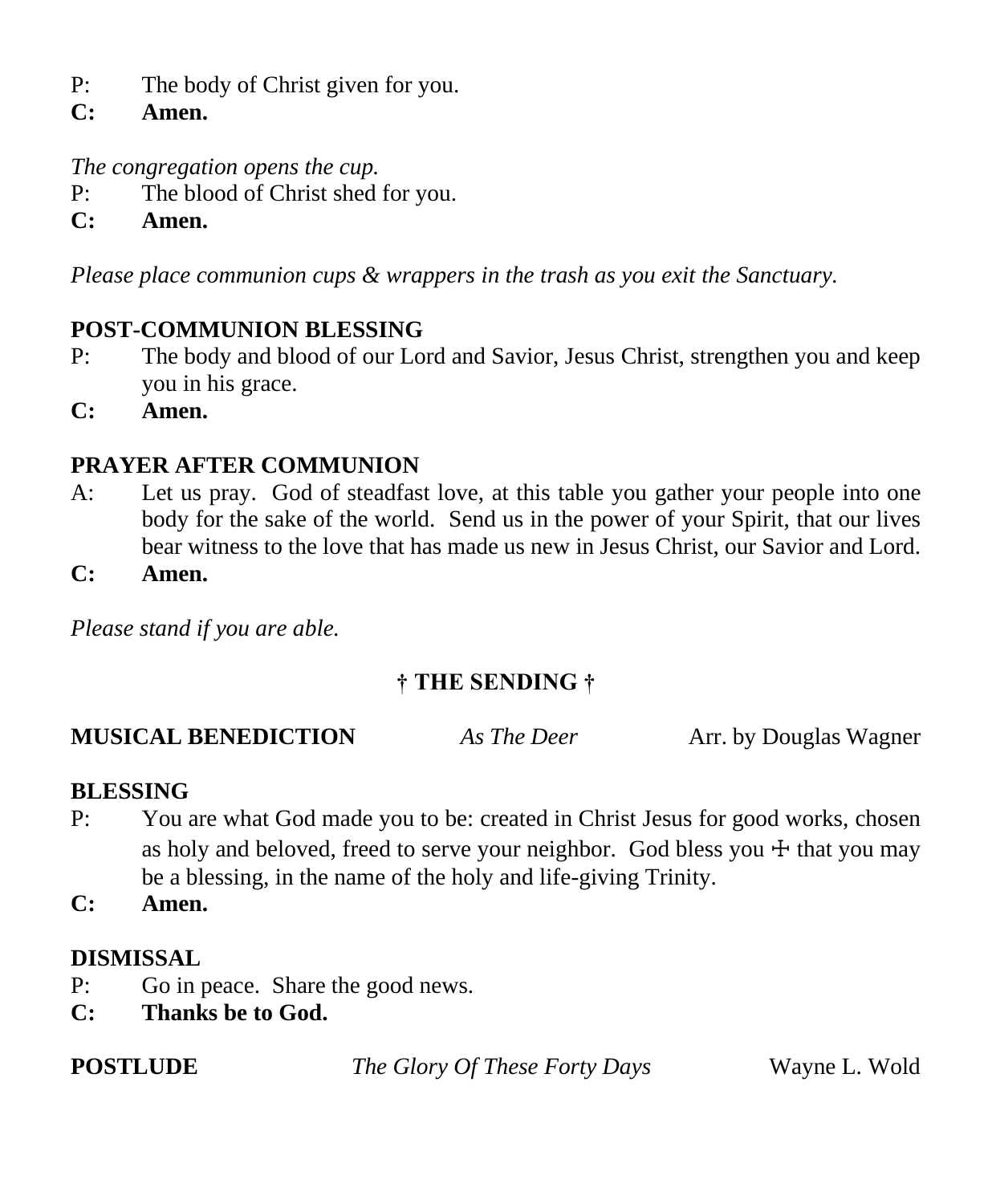P: The body of Christ given for you.
**C: Amen.**

*The congregation opens the cup.*
P: The blood of Christ shed for you.
**C: Amen.**

*Please place communion cups & wrappers in the trash as you exit the Sanctuary.*

**POST-COMMUNION BLESSING**
P: The body and blood of our Lord and Savior, Jesus Christ, strengthen you and keep you in his grace.
**C: Amen.**

**PRAYER AFTER COMMUNION**
A: Let us pray. God of steadfast love, at this table you gather your people into one body for the sake of the world. Send us in the power of your Spirit, that our lives bear witness to the love that has made us new in Jesus Christ, our Savior and Lord.
**C: Amen.**

*Please stand if you are able.*

**† THE SENDING †**

**MUSICAL BENEDICTION** *As The Deer* Arr. by Douglas Wagner

**BLESSING**
P: You are what God made you to be: created in Christ Jesus for good works, chosen as holy and beloved, freed to serve your neighbor. God bless you ☩ that you may be a blessing, in the name of the holy and life-giving Trinity.
**C: Amen.**

**DISMISSAL**
P: Go in peace. Share the good news.
**C: Thanks be to God.**

**POSTLUDE** *The Glory Of These Forty Days* Wayne L. Wold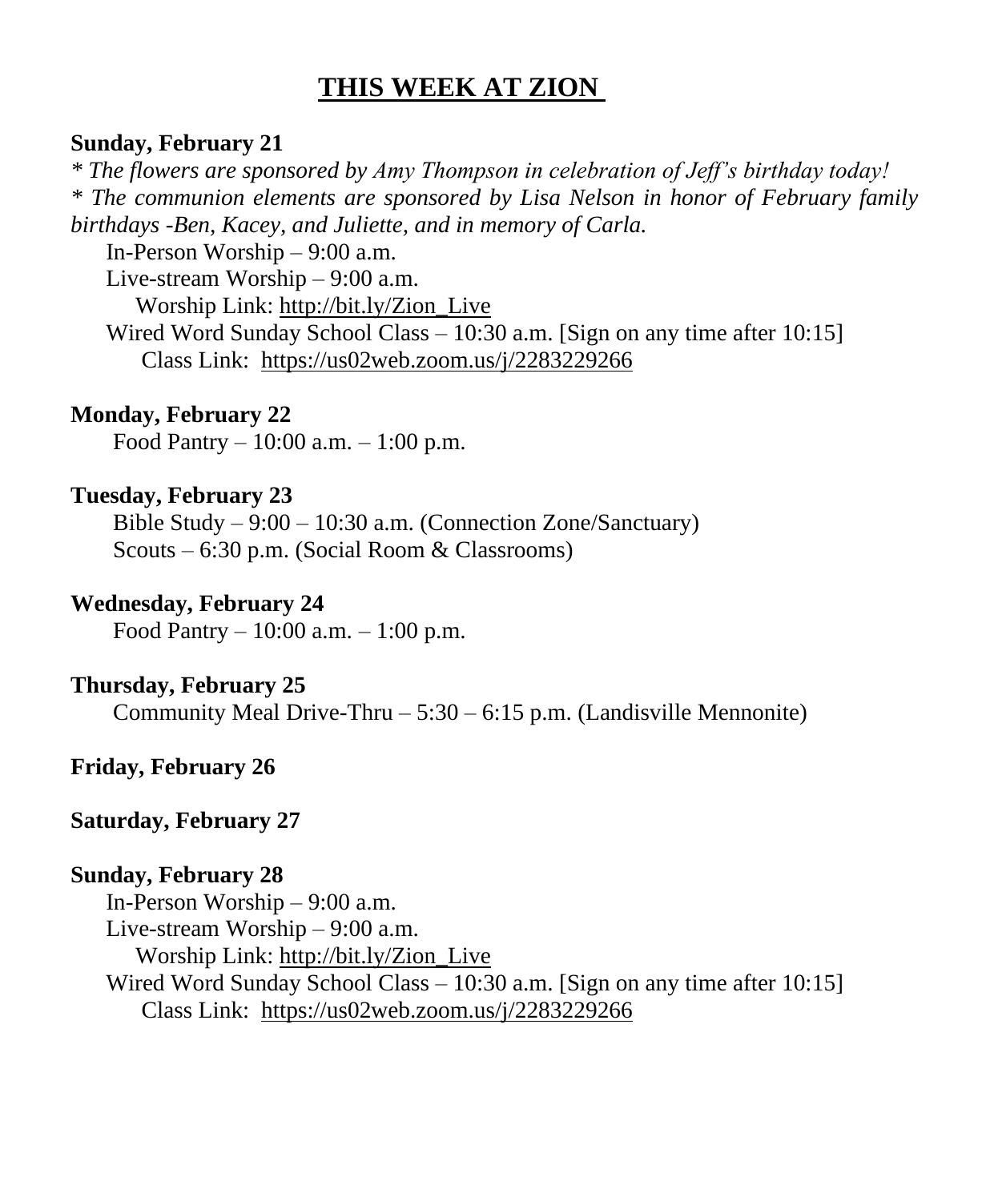# THIS WEEK AT ZION

**Sunday, February 21**

*\* The flowers are sponsored by Amy Thompson in celebration of Jeff's birthday today!*
*\* The communion elements are sponsored by Lisa Nelson in honor of February family birthdays -Ben, Kacey, and Juliette, and in memory of Carla.*

In-Person Worship – 9:00 a.m.
Live-stream Worship – 9:00 a.m.
Worship Link: http://bit.ly/Zion_Live
Wired Word Sunday School Class – 10:30 a.m. [Sign on any time after 10:15]
Class Link: https://us02web.zoom.us/j/2283229266

**Monday, February 22**

Food Pantry – 10:00 a.m. – 1:00 p.m.

**Tuesday, February 23**

Bible Study – 9:00 – 10:30 a.m. (Connection Zone/Sanctuary)
Scouts – 6:30 p.m. (Social Room & Classrooms)

**Wednesday, February 24**

Food Pantry – 10:00 a.m. – 1:00 p.m.

**Thursday, February 25**

Community Meal Drive-Thru – 5:30 – 6:15 p.m. (Landisville Mennonite)

**Friday, February 26**

**Saturday, February 27**

**Sunday, February 28**

In-Person Worship – 9:00 a.m.
Live-stream Worship – 9:00 a.m.
Worship Link: http://bit.ly/Zion_Live
Wired Word Sunday School Class – 10:30 a.m. [Sign on any time after 10:15]
Class Link: https://us02web.zoom.us/j/2283229266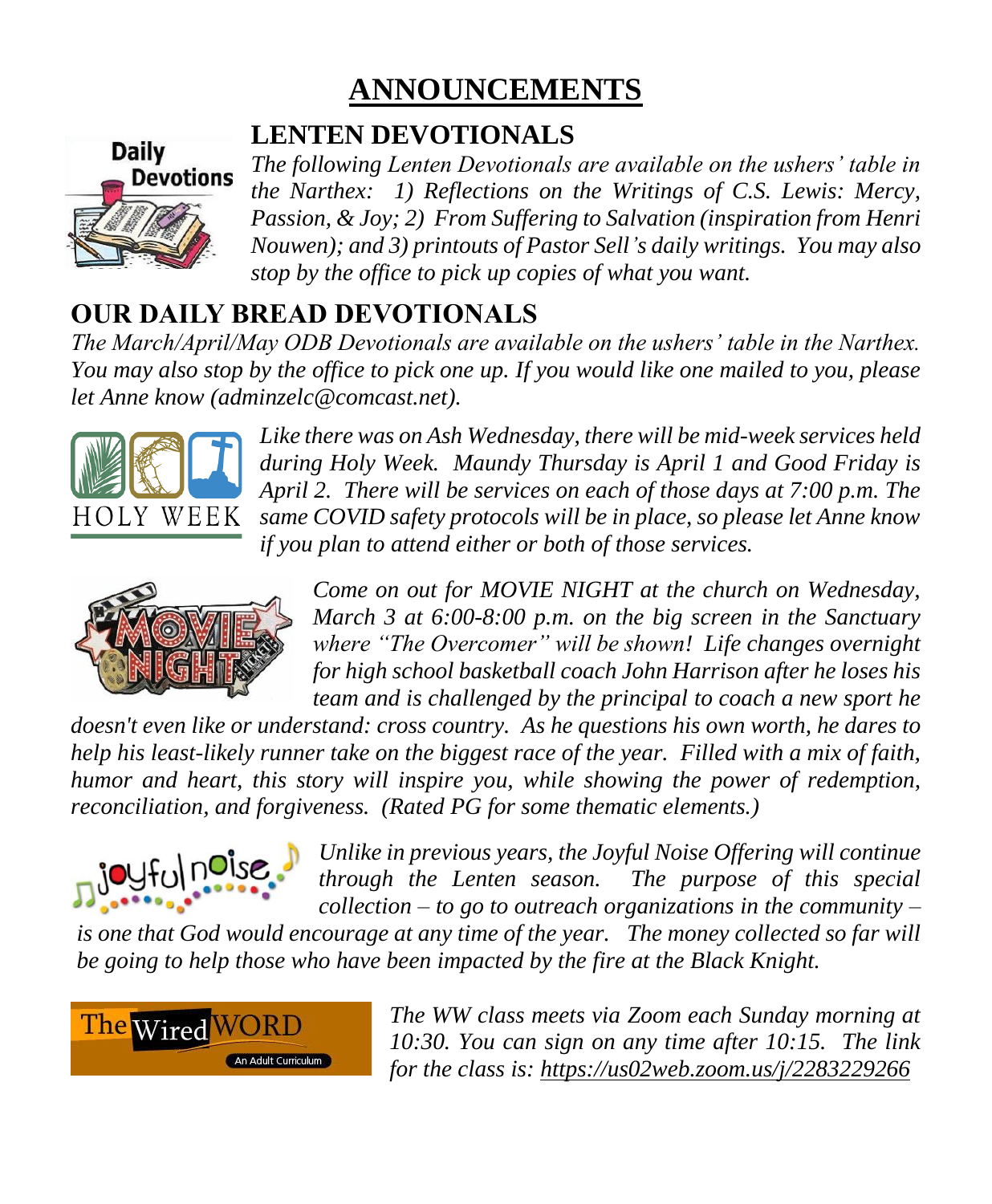# ANNOUNCEMENTS

## LENTEN DEVOTIONALS

*The following Lenten Devotionals are available on the ushers' table in the Narthex: 1) Reflections on the Writings of C.S. Lewis: Mercy, Passion, & Joy; 2) From Suffering to Salvation (inspiration from Henri Nouwen); and 3) printouts of Pastor Sell's daily writings. You may also stop by the office to pick up copies of what you want.*

## OUR DAILY BREAD DEVOTIONALS

*The March/April/May ODB Devotionals are available on the ushers' table in the Narthex. You may also stop by the office to pick one up. If you would like one mailed to you, please let Anne know (adminzelc@comcast.net).*

*Like there was on Ash Wednesday, there will be mid-week services held during Holy Week. Maundy Thursday is April 1 and Good Friday is April 2. There will be services on each of those days at 7:00 p.m. The same COVID safety protocols will be in place, so please let Anne know if you plan to attend either or both of those services.*

*Come on out for MOVIE NIGHT at the church on Wednesday, March 3 at 6:00-8:00 p.m. on the big screen in the Sanctuary where "The Overcomer" will be shown! Life changes overnight for high school basketball coach John Harrison after he loses his team and is challenged by the principal to coach a new sport he doesn't even like or understand: cross country. As he questions his own worth, he dares to help his least-likely runner take on the biggest race of the year. Filled with a mix of faith, humor and heart, this story will inspire you, while showing the power of redemption, reconciliation, and forgiveness. (Rated PG for some thematic elements.)*

*Unlike in previous years, the Joyful Noise Offering will continue through the Lenten season. The purpose of this special collection – to go to outreach organizations in the community – is one that God would encourage at any time of the year. The money collected so far will be going to help those who have been impacted by the fire at the Black Knight.*

*The WW class meets via Zoom each Sunday morning at 10:30. You can sign on any time after 10:15. The link for the class is: https://us02web.zoom.us/j/2283229266*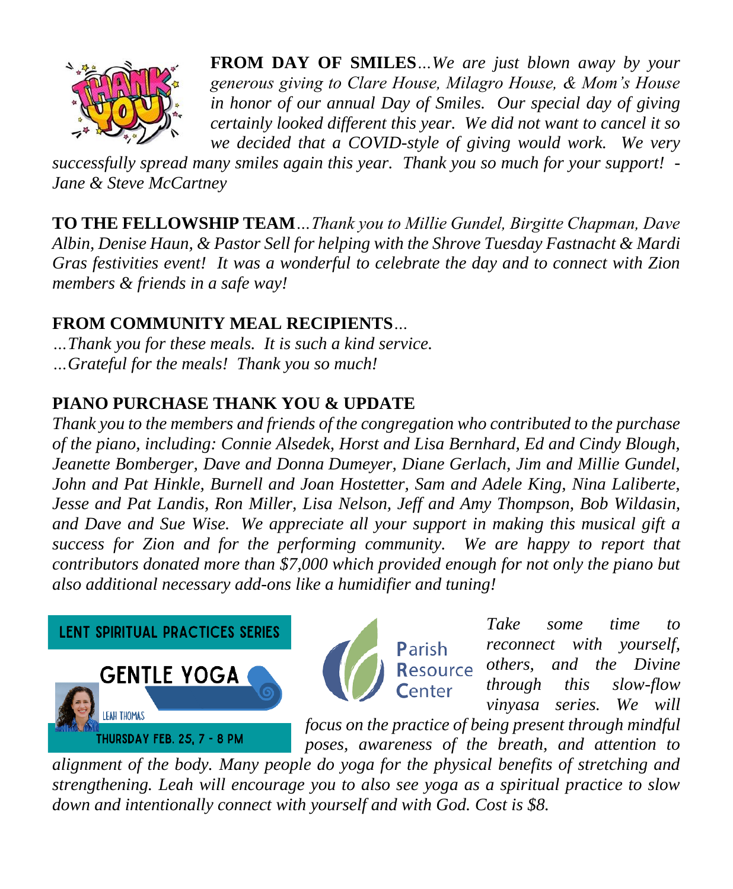**FROM DAY OF SMILES**...*We are just blown away by your generous giving to Clare House, Milagro House, & Mom's House in honor of our annual Day of Smiles. Our special day of giving certainly looked different this year. We did not want to cancel it so we decided that a COVID-style of giving would work. We very successfully spread many smiles again this year. Thank you so much for your support! - Jane & Steve McCartney*

**TO THE FELLOWSHIP TEAM**...*Thank you to Millie Gundel, Birgitte Chapman, Dave Albin, Denise Haun, & Pastor Sell for helping with the Shrove Tuesday Fastnacht & Mardi Gras festivities event! It was a wonderful to celebrate the day and to connect with Zion members & friends in a safe way!*

**FROM COMMUNITY MEAL RECIPIENTS**...

*...Thank you for these meals. It is such a kind service.*
*...Grateful for the meals! Thank you so much!*

**PIANO PURCHASE THANK YOU & UPDATE**

*Thank you to the members and friends of the congregation who contributed to the purchase of the piano, including: Connie Alsedek, Horst and Lisa Bernhard, Ed and Cindy Blough, Jeanette Bomberger, Dave and Donna Dumeyer, Diane Gerlach, Jim and Millie Gundel, John and Pat Hinkle, Burnell and Joan Hostetter, Sam and Adele King, Nina Laliberte, Jesse and Pat Landis, Ron Miller, Lisa Nelson, Jeff and Amy Thompson, Bob Wildasin, and Dave and Sue Wise. We appreciate all your support in making this musical gift a success for Zion and for the performing community. We are happy to report that contributors donated more than $7,000 which provided enough for not only the piano but also additional necessary add-ons like a humidifier and tuning!*

LENT SPIRITUAL PRACTICES SERIES

GENTLE YOGA

LEAH THOMAS

THURSDAY FEB. 25, 7 - 8 PM

Parish Resource Center

*Take some time to reconnect with yourself, others, and the Divine through this slow-flow vinyasa series. We will focus on the practice of being present through mindful poses, awareness of the breath, and attention to alignment of the body. Many people do yoga for the physical benefits of stretching and strengthening. Leah will encourage you to also see yoga as a spiritual practice to slow down and intentionally connect with yourself and with God. Cost is $8.*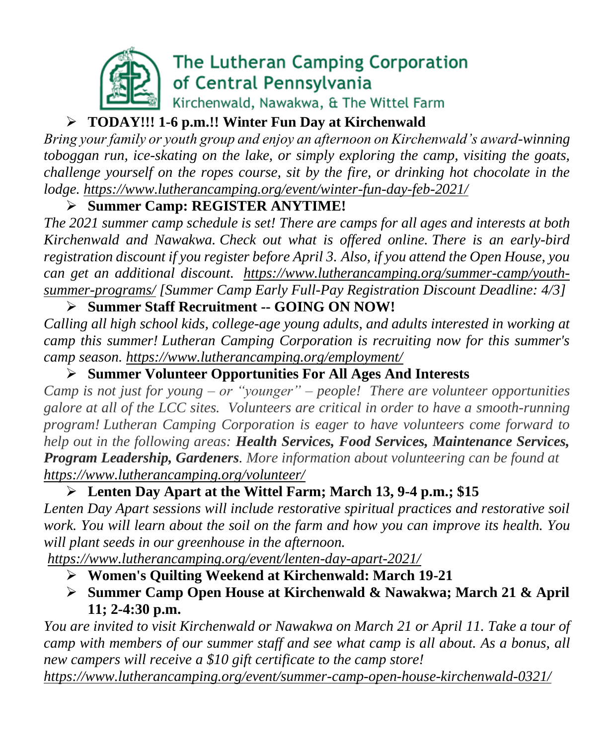# The Lutheran Camping Corporation of Central Pennsylvania

Kirchenwald, Nawakwa, & The Wittel Farm

- **TODAY!!! 1-6 p.m.!! Winter Fun Day at Kirchenwald**

*Bring your family or youth group and enjoy an afternoon on Kirchenwald's award-winning toboggan run, ice-skating on the lake, or simply exploring the camp, visiting the goats, challenge yourself on the ropes course, sit by the fire, or drinking hot chocolate in the lodge. https://www.lutherancamping.org/event/winter-fun-day-feb-2021/*

- **Summer Camp: REGISTER ANYTIME!**

*The 2021 summer camp schedule is set! There are camps for all ages and interests at both Kirchenwald and Nawakwa. Check out what is offered online. There is an early-bird registration discount if you register before April 3. Also, if you attend the Open House, you can get an additional discount. https://www.lutherancamping.org/summer-camp/youth-summer-programs/ [Summer Camp Early Full-Pay Registration Discount Deadline: 4/3]*

- **Summer Staff Recruitment -- GOING ON NOW!**

*Calling all high school kids, college-age young adults, and adults interested in working at camp this summer! Lutheran Camping Corporation is recruiting now for this summer's camp season. https://www.lutherancamping.org/employment/*

- **Summer Volunteer Opportunities For All Ages And Interests**

*Camp is not just for young – or "younger" – people! There are volunteer opportunities galore at all of the LCC sites. Volunteers are critical in order to have a smooth-running program! Lutheran Camping Corporation is eager to have volunteers come forward to help out in the following areas:* ***Health Services, Food Services, Maintenance Services, Program Leadership, Gardeners****. More information about volunteering can be found at https://www.lutherancamping.org/volunteer/*

- **Lenten Day Apart at the Wittel Farm; March 13, 9-4 p.m.; $15**

*Lenten Day Apart sessions will include restorative spiritual practices and restorative soil work. You will learn about the soil on the farm and how you can improve its health. You will plant seeds in our greenhouse in the afternoon.*
*https://www.lutherancamping.org/event/lenten-day-apart-2021/*

- **Women's Quilting Weekend at Kirchenwald: March 19-21**
- **Summer Camp Open House at Kirchenwald & Nawakwa; March 21 & April 11; 2-4:30 p.m.**

*You are invited to visit Kirchenwald or Nawakwa on March 21 or April 11. Take a tour of camp with members of our summer staff and see what camp is all about. As a bonus, all new campers will receive a $10 gift certificate to the camp store!*
*https://www.lutherancamping.org/event/summer-camp-open-house-kirchenwald-0321/*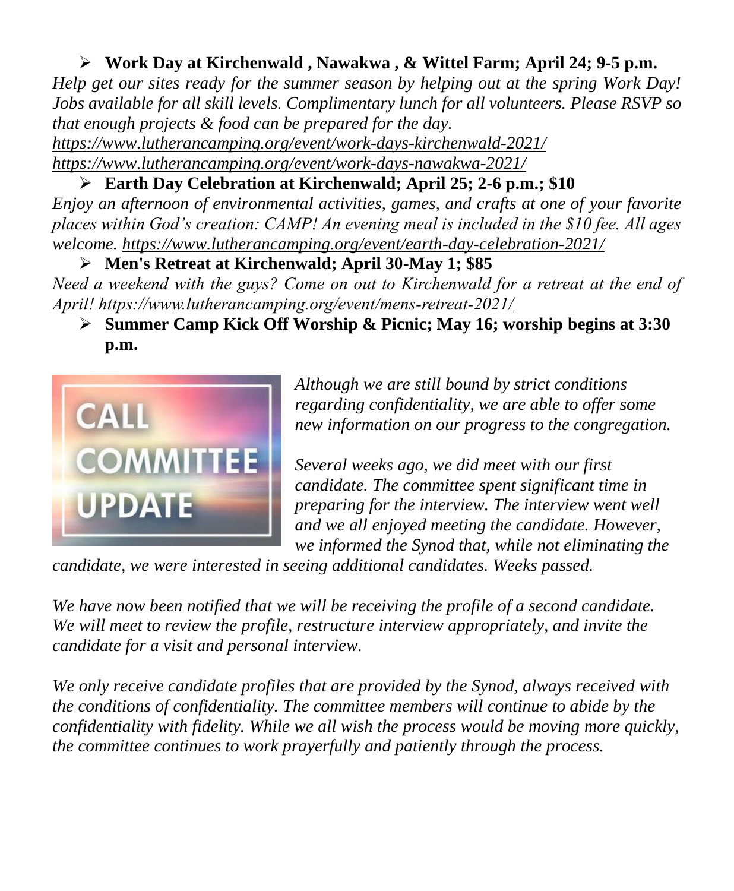- **Work Day at Kirchenwald , Nawakwa , & Wittel Farm; April 24; 9-5 p.m.**

*Help get our sites ready for the summer season by helping out at the spring Work Day! Jobs available for all skill levels. Complimentary lunch for all volunteers. Please RSVP so that enough projects & food can be prepared for the day.*
*https://www.lutherancamping.org/event/work-days-kirchenwald-2021/*
*https://www.lutherancamping.org/event/work-days-nawakwa-2021/*

- **Earth Day Celebration at Kirchenwald; April 25; 2-6 p.m.; $10**

*Enjoy an afternoon of environmental activities, games, and crafts at one of your favorite places within God's creation: CAMP! An evening meal is included in the $10 fee. All ages welcome. https://www.lutherancamping.org/event/earth-day-celebration-2021/*

- **Men's Retreat at Kirchenwald; April 30-May 1; $85**

*Need a weekend with the guys? Come on out to Kirchenwald for a retreat at the end of April! https://www.lutherancamping.org/event/mens-retreat-2021/*

- **Summer Camp Kick Off Worship & Picnic; May 16; worship begins at 3:30 p.m.**

CALL COMMITTEE UPDATE

*Although we are still bound by strict conditions regarding confidentiality, we are able to offer some new information on our progress to the congregation.*

*Several weeks ago, we did meet with our first candidate. The committee spent significant time in preparing for the interview. The interview went well and we all enjoyed meeting the candidate. However, we informed the Synod that, while not eliminating the candidate, we were interested in seeing additional candidates. Weeks passed.*

*We have now been notified that we will be receiving the profile of a second candidate. We will meet to review the profile, restructure interview appropriately, and invite the candidate for a visit and personal interview.*

*We only receive candidate profiles that are provided by the Synod, always received with the conditions of confidentiality. The committee members will continue to abide by the confidentiality with fidelity. While we all wish the process would be moving more quickly, the committee continues to work prayerfully and patiently through the process.*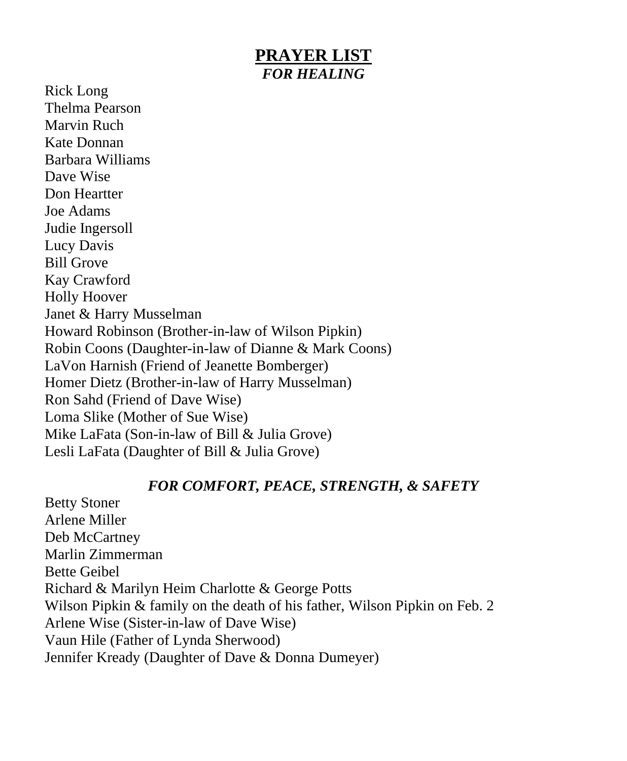# PRAYER LIST

### *FOR HEALING*

Rick Long
Thelma Pearson
Marvin Ruch
Kate Donnan
Barbara Williams
Dave Wise
Don Heartter
Joe Adams
Judie Ingersoll
Lucy Davis
Bill Grove
Kay Crawford
Holly Hoover
Janet & Harry Musselman
Howard Robinson (Brother-in-law of Wilson Pipkin)
Robin Coons (Daughter-in-law of Dianne & Mark Coons)
LaVon Harnish (Friend of Jeanette Bomberger)
Homer Dietz (Brother-in-law of Harry Musselman)
Ron Sahd (Friend of Dave Wise)
Loma Slike (Mother of Sue Wise)
Mike LaFata (Son-in-law of Bill & Julia Grove)
Lesli LaFata (Daughter of Bill & Julia Grove)

### *FOR COMFORT, PEACE, STRENGTH, & SAFETY*

Betty Stoner
Arlene Miller
Deb McCartney
Marlin Zimmerman
Bette Geibel
Richard & Marilyn Heim Charlotte & George Potts
Wilson Pipkin & family on the death of his father, Wilson Pipkin on Feb. 2
Arlene Wise (Sister-in-law of Dave Wise)
Vaun Hile (Father of Lynda Sherwood)
Jennifer Kready (Daughter of Dave & Donna Dumeyer)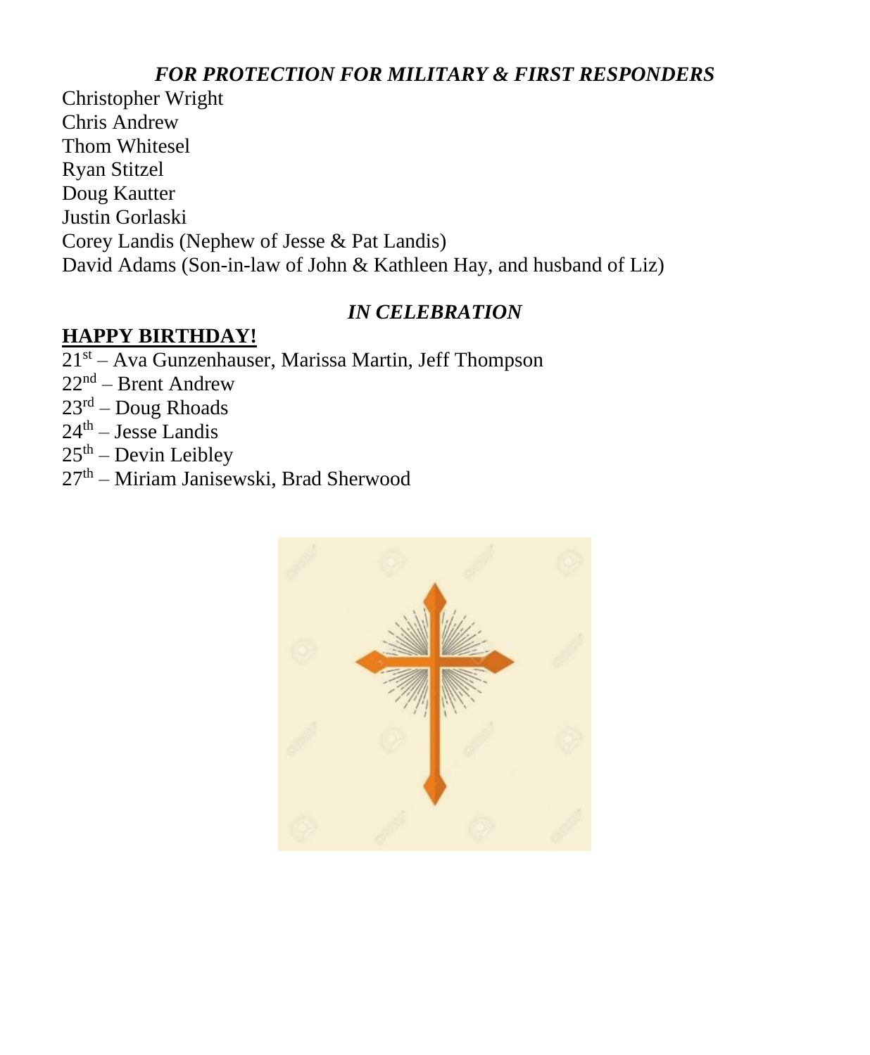***FOR PROTECTION FOR MILITARY & FIRST RESPONDERS***

Christopher Wright
Chris Andrew
Thom Whitesel
Ryan Stitzel
Doug Kautter
Justin Gorlaski
Corey Landis (Nephew of Jesse & Pat Landis)
David Adams (Son-in-law of John & Kathleen Hay, and husband of Liz)

***IN CELEBRATION***

**HAPPY BIRTHDAY!**

21st – Ava Gunzenhauser, Marissa Martin, Jeff Thompson
22nd – Brent Andrew
23rd – Doug Rhoads
24th – Jesse Landis
25th – Devin Leibley
27th – Miriam Janisewski, Brad Sherwood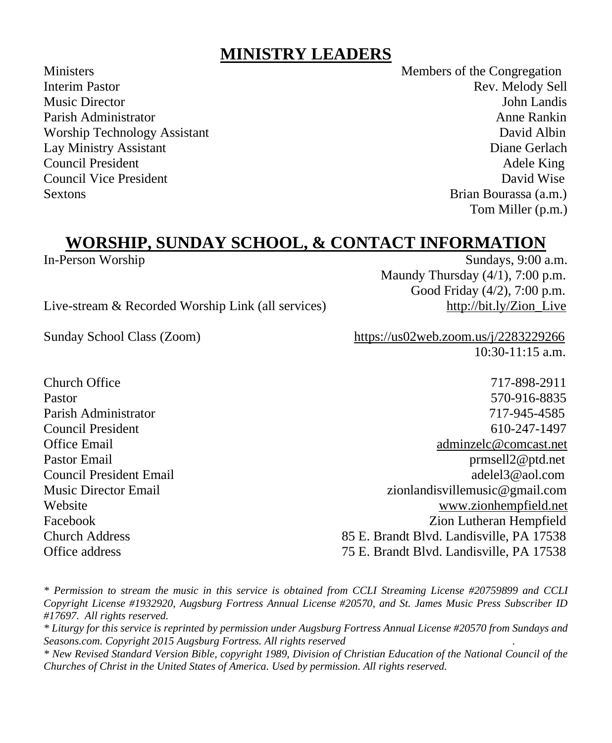## MINISTRY LEADERS

| | |
|---|---|
| Ministers | Members of the Congregation |
| Interim Pastor | Rev. Melody Sell |
| Music Director | John Landis |
| Parish Administrator | Anne Rankin |
| Worship Technology Assistant | David Albin |
| Lay Ministry Assistant | Diane Gerlach |
| Council President | Adele King |
| Council Vice President | David Wise |
| Sextons | Brian Bourassa (a.m.) |
| | Tom Miller (p.m.) |

## WORSHIP, SUNDAY SCHOOL, & CONTACT INFORMATION

| | |
|---|---|
| In-Person Worship | Sundays, 9:00 a.m. |
| | Maundy Thursday (4/1), 7:00 p.m. |
| | Good Friday (4/2), 7:00 p.m. |
| Live-stream & Recorded Worship Link (all services) | http://bit.ly/Zion_Live |
| Sunday School Class (Zoom) | https://us02web.zoom.us/j/2283229266 |
| | 10:30-11:15 a.m. |
| Church Office | 717-898-2911 |
| Pastor | 570-916-8835 |
| Parish Administrator | 717-945-4585 |
| Council President | 610-247-1497 |
| Office Email | adminzelc@comcast.net |
| Pastor Email | prmsell2@ptd.net |
| Council President Email | adelel3@aol.com |
| Music Director Email | zionlandisvillemusic@gmail.com |
| Website | www.zionhempfield.net |
| Facebook | Zion Lutheran Hempfield |
| Church Address | 85 E. Brandt Blvd. Landisville, PA 17538 |
| Office address | 75 E. Brandt Blvd. Landisville, PA 17538 |

*\* Permission to stream the music in this service is obtained from CCLI Streaming License #20759899 and CCLI Copyright License #1932920, Augsburg Fortress Annual License #20570, and St. James Music Press Subscriber ID #17697. All rights reserved.*

*\* Liturgy for this service is reprinted by permission under Augsburg Fortress Annual License #20570 from Sundays and Seasons.com. Copyright 2015 Augsburg Fortress. All rights reserved*

*\* New Revised Standard Version Bible, copyright 1989, Division of Christian Education of the National Council of the Churches of Christ in the United States of America. Used by permission. All rights reserved.*